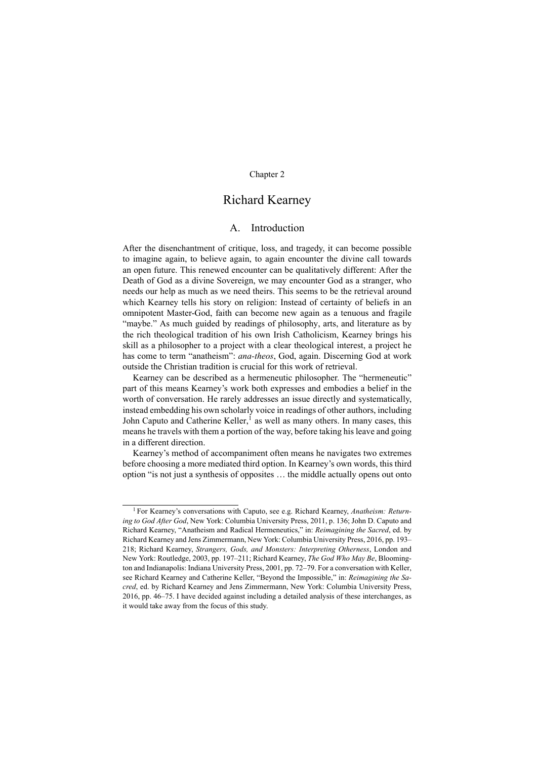Chapter 2

# Richard Kearney

## A. Introduction

After the disenchantment of critique, loss, and tragedy, it can become possible to imagine again, to believe again, to again encounter the divine call towards an open future. This renewed encounter can be qualitatively different: After the Death of God as a divine Sovereign, we may encounter God as a stranger, who needs our help as much as we need theirs. This seems to be the retrieval around which Kearney tells his story on religion: Instead of certainty of beliefs in an omnipotent Master-God, faith can become new again as a tenuous and fragile "maybe." As much guided by readings of philosophy, arts, and literature as by the rich theological tradition of his own Irish Catholicism, Kearney brings his skill as a philosopher to a project with a clear theological interest, a project he has come to term "anatheism": *ana-theos*, God, again. Discerning God at work outside the Christian tradition is crucial for this work of retrieval.

Kearney can be described as a hermeneutic philosopher. The "hermeneutic" part of this means Kearney's work both expresses and embodies a belief in the worth of conversation. He rarely addresses an issue directly and systematically, instead embedding his own scholarly voice in readings of other authors, including John Caputo and Catherine Keller,[1] as well as many others. In many cases, this means he travels with them a portion of the way, before taking his leave and going in a different direction.

Kearney's method of accompaniment often means he navigates two extremes before choosing a more mediated third option. In Kearney's own words, this third option "is not just a synthesis of opposites … the middle actually opens out onto

---

[1] For Kearney's conversations with Caputo, see e.g. Richard Kearney, *Anatheism: Returning to God After God*, New York: Columbia University Press, 2011, p. 136; John D. Caputo and Richard Kearney, "Anatheism and Radical Hermeneutics," in: *Reimagining the Sacred*, ed. by Richard Kearney and Jens Zimmermann, New York: Columbia University Press, 2016, pp. 193–218; Richard Kearney, *Strangers, Gods, and Monsters: Interpreting Otherness*, London and New York: Routledge, 2003, pp. 197–211; Richard Kearney, *The God Who May Be*, Bloomington and Indianapolis: Indiana University Press, 2001, pp. 72–79. For a conversation with Keller, see Richard Kearney and Catherine Keller, "Beyond the Impossible," in: *Reimagining the Sacred*, ed. by Richard Kearney and Jens Zimmermann, New York: Columbia University Press, 2016, pp. 46–75. I have decided against including a detailed analysis of these interchanges, as it would take away from the focus of this study.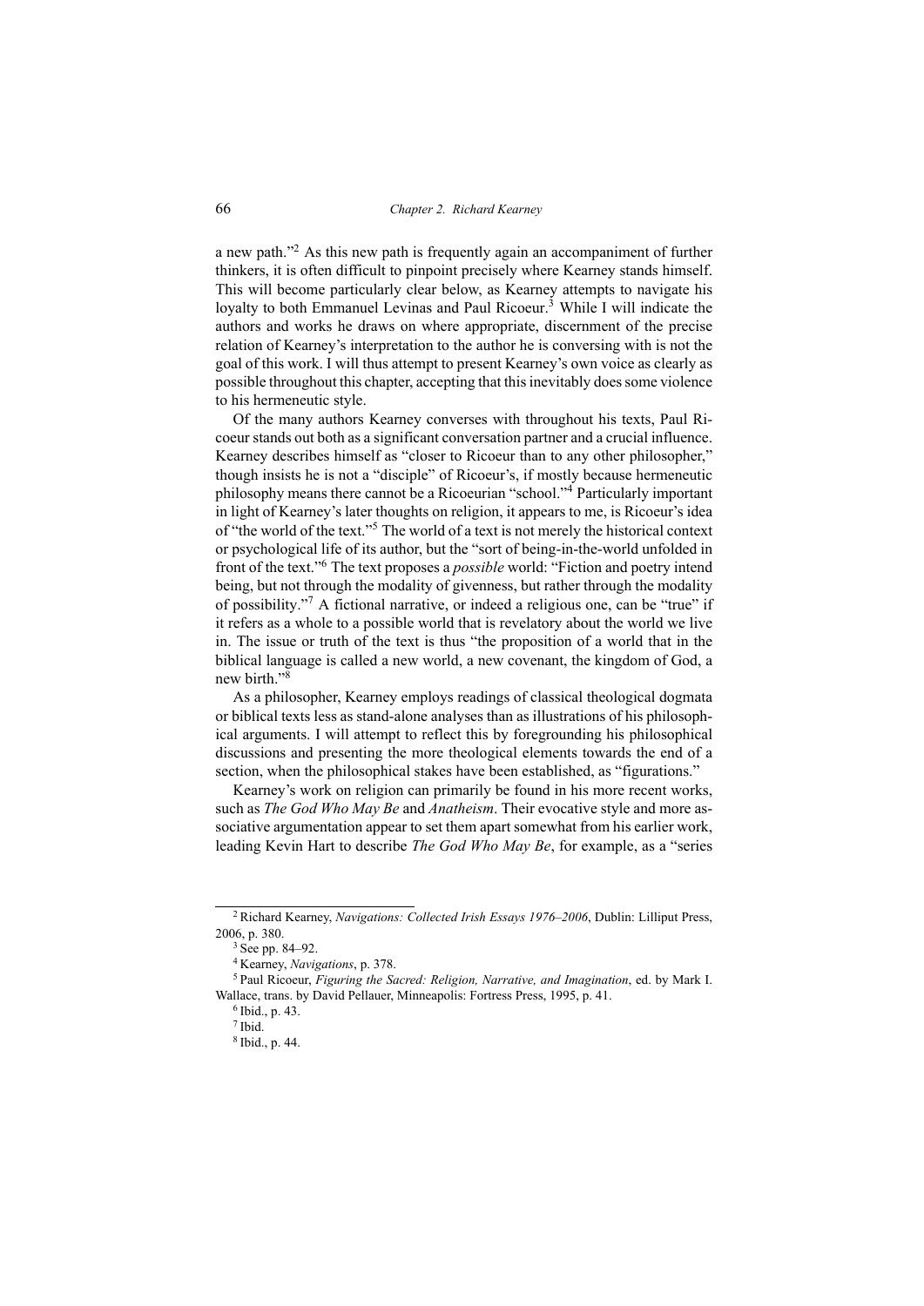a new path."[2] As this new path is frequently again an accompaniment of further thinkers, it is often difficult to pinpoint precisely where Kearney stands himself. This will become particularly clear below, as Kearney attempts to navigate his loyalty to both Emmanuel Levinas and Paul Ricoeur.[3] While I will indicate the authors and works he draws on where appropriate, discernment of the precise relation of Kearney's interpretation to the author he is conversing with is not the goal of this work. I will thus attempt to present Kearney's own voice as clearly as possible throughout this chapter, accepting that this inevitably does some violence to his hermeneutic style.

Of the many authors Kearney converses with throughout his texts, Paul Ricoeur stands out both as a significant conversation partner and a crucial influence. Kearney describes himself as "closer to Ricoeur than to any other philosopher," though insists he is not a "disciple" of Ricoeur's, if mostly because hermeneutic philosophy means there cannot be a Ricoeurian "school."[4] Particularly important in light of Kearney's later thoughts on religion, it appears to me, is Ricoeur's idea of "the world of the text."[5] The world of a text is not merely the historical context or psychological life of its author, but the "sort of being-in-the-world unfolded in front of the text."[6] The text proposes a *possible* world: "Fiction and poetry intend being, but not through the modality of givenness, but rather through the modality of possibility."[7] A fictional narrative, or indeed a religious one, can be "true" if it refers as a whole to a possible world that is revelatory about the world we live in. The issue or truth of the text is thus "the proposition of a world that in the biblical language is called a new world, a new covenant, the kingdom of God, a new birth."[8]

As a philosopher, Kearney employs readings of classical theological dogmata or biblical texts less as stand-alone analyses than as illustrations of his philosophical arguments. I will attempt to reflect this by foregrounding his philosophical discussions and presenting the more theological elements towards the end of a section, when the philosophical stakes have been established, as "figurations."

Kearney's work on religion can primarily be found in his more recent works, such as *The God Who May Be* and *Anatheism*. Their evocative style and more associative argumentation appear to set them apart somewhat from his earlier work, leading Kevin Hart to describe *The God Who May Be*, for example, as a "series

---

[2] Richard Kearney, *Navigations: Collected Irish Essays 1976–2006*, Dublin: Lilliput Press, 2006, p. 380.

[3] See pp. 84–92.

[4] Kearney, *Navigations*, p. 378.

[5] Paul Ricoeur, *Figuring the Sacred: Religion, Narrative, and Imagination*, ed. by Mark I. Wallace, trans. by David Pellauer, Minneapolis: Fortress Press, 1995, p. 41.

[6] Ibid., p. 43.

[7] Ibid.

[8] Ibid., p. 44.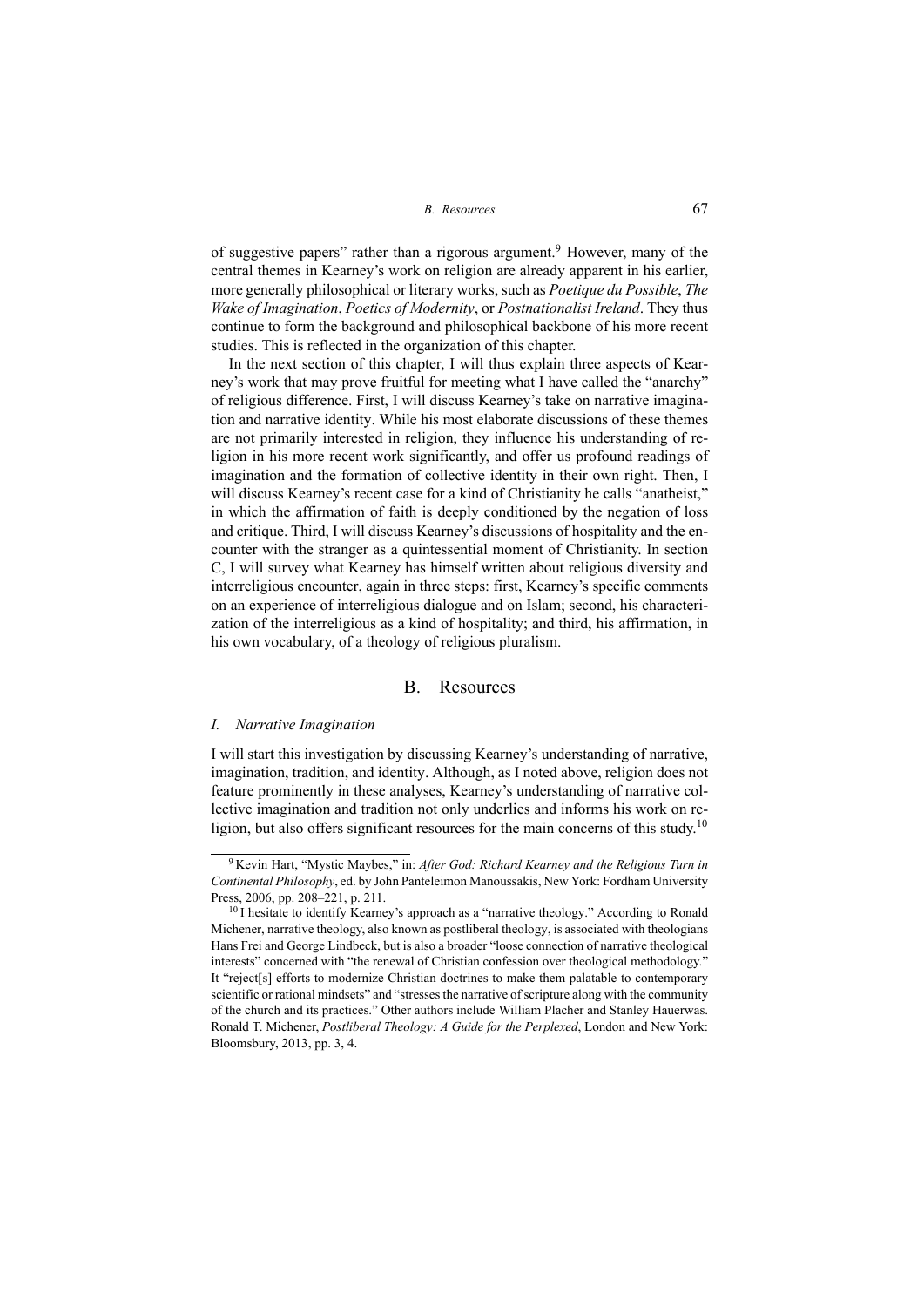of suggestive papers" rather than a rigorous argument.[9] However, many of the central themes in Kearney's work on religion are already apparent in his earlier, more generally philosophical or literary works, such as *Poetique du Possible*, *The Wake of Imagination*, *Poetics of Modernity*, or *Postnationalist Ireland*. They thus continue to form the background and philosophical backbone of his more recent studies. This is reflected in the organization of this chapter.

In the next section of this chapter, I will thus explain three aspects of Kearney's work that may prove fruitful for meeting what I have called the "anarchy" of religious difference. First, I will discuss Kearney's take on narrative imagination and narrative identity. While his most elaborate discussions of these themes are not primarily interested in religion, they influence his understanding of religion in his more recent work significantly, and offer us profound readings of imagination and the formation of collective identity in their own right. Then, I will discuss Kearney's recent case for a kind of Christianity he calls "anatheist," in which the affirmation of faith is deeply conditioned by the negation of loss and critique. Third, I will discuss Kearney's discussions of hospitality and the encounter with the stranger as a quintessential moment of Christianity. In section C, I will survey what Kearney has himself written about religious diversity and interreligious encounter, again in three steps: first, Kearney's specific comments on an experience of interreligious dialogue and on Islam; second, his characterization of the interreligious as a kind of hospitality; and third, his affirmation, in his own vocabulary, of a theology of religious pluralism.

## B. Resources

### *I. Narrative Imagination*

I will start this investigation by discussing Kearney's understanding of narrative, imagination, tradition, and identity. Although, as I noted above, religion does not feature prominently in these analyses, Kearney's understanding of narrative collective imagination and tradition not only underlies and informs his work on religion, but also offers significant resources for the main concerns of this study.[10]

---

[9] Kevin Hart, "Mystic Maybes," in: *After God: Richard Kearney and the Religious Turn in Continental Philosophy*, ed. by John Panteleimon Manoussakis, New York: Fordham University Press, 2006, pp. 208–221, p. 211.

[10] I hesitate to identify Kearney's approach as a "narrative theology." According to Ronald Michener, narrative theology, also known as postliberal theology, is associated with theologians Hans Frei and George Lindbeck, but is also a broader "loose connection of narrative theological interests" concerned with "the renewal of Christian confession over theological methodology." It "reject[s] efforts to modernize Christian doctrines to make them palatable to contemporary scientific or rational mindsets" and "stresses the narrative of scripture along with the community of the church and its practices." Other authors include William Placher and Stanley Hauerwas. Ronald T. Michener, *Postliberal Theology: A Guide for the Perplexed*, London and New York: Bloomsbury, 2013, pp. 3, 4.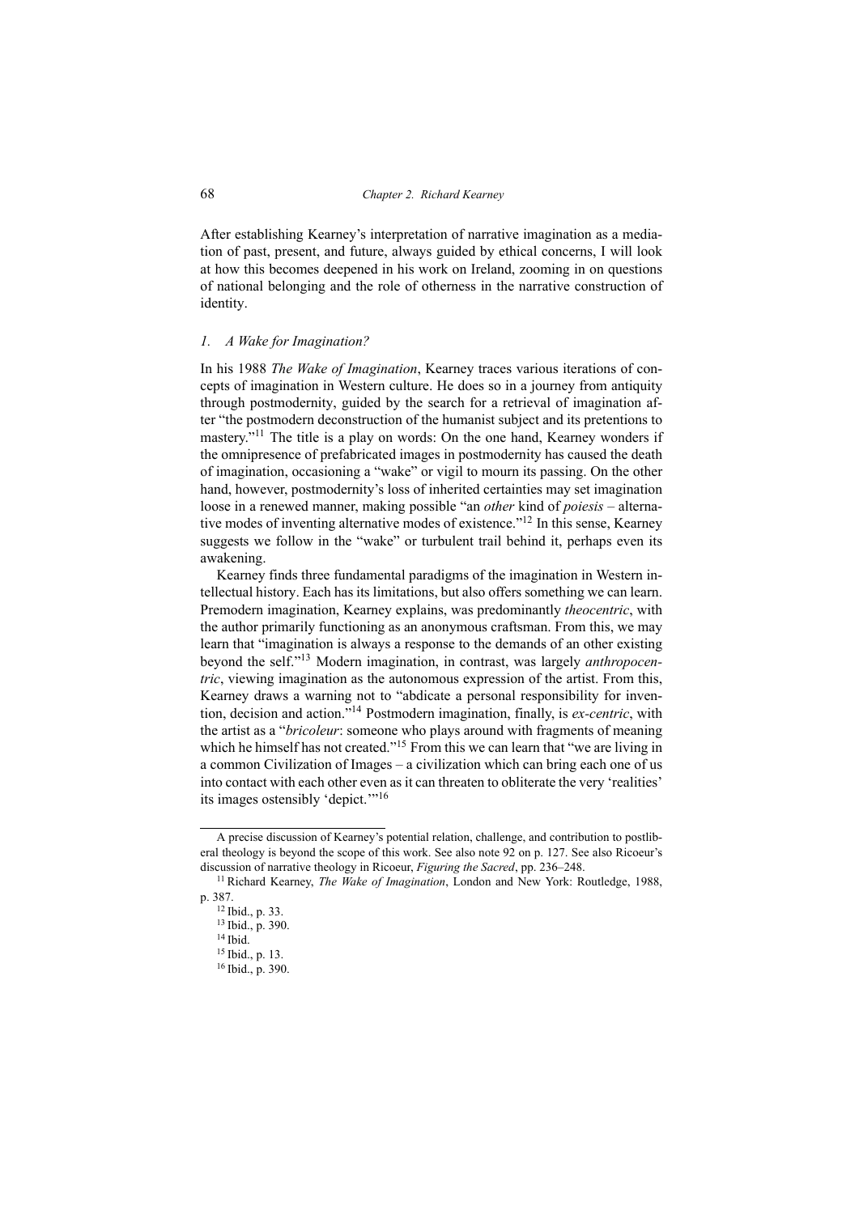After establishing Kearney's interpretation of narrative imagination as a mediation of past, present, and future, always guided by ethical concerns, I will look at how this becomes deepened in his work on Ireland, zooming in on questions of national belonging and the role of otherness in the narrative construction of identity.

### *1. A Wake for Imagination?*

In his 1988 *The Wake of Imagination*, Kearney traces various iterations of concepts of imagination in Western culture. He does so in a journey from antiquity through postmodernity, guided by the search for a retrieval of imagination after "the postmodern deconstruction of the humanist subject and its pretentions to mastery."[11] The title is a play on words: On the one hand, Kearney wonders if the omnipresence of prefabricated images in postmodernity has caused the death of imagination, occasioning a "wake" or vigil to mourn its passing. On the other hand, however, postmodernity's loss of inherited certainties may set imagination loose in a renewed manner, making possible "an *other* kind of *poiesis* – alternative modes of inventing alternative modes of existence."[12] In this sense, Kearney suggests we follow in the "wake" or turbulent trail behind it, perhaps even its awakening.

Kearney finds three fundamental paradigms of the imagination in Western intellectual history. Each has its limitations, but also offers something we can learn. Premodern imagination, Kearney explains, was predominantly *theocentric*, with the author primarily functioning as an anonymous craftsman. From this, we may learn that "imagination is always a response to the demands of an other existing beyond the self."[13] Modern imagination, in contrast, was largely *anthropocentric*, viewing imagination as the autonomous expression of the artist. From this, Kearney draws a warning not to "abdicate a personal responsibility for invention, decision and action."[14] Postmodern imagination, finally, is *ex-centric*, with the artist as a "*bricoleur*: someone who plays around with fragments of meaning which he himself has not created."[15] From this we can learn that "we are living in a common Civilization of Images – a civilization which can bring each one of us into contact with each other even as it can threaten to obliterate the very 'realities' its images ostensibly 'depict.'"[16]

---

A precise discussion of Kearney's potential relation, challenge, and contribution to postliberal theology is beyond the scope of this work. See also note 92 on p. 127. See also Ricoeur's discussion of narrative theology in Ricoeur, *Figuring the Sacred*, pp. 236–248.

[11] Richard Kearney, *The Wake of Imagination*, London and New York: Routledge, 1988, p. 387.

[12] Ibid., p. 33.

[13] Ibid., p. 390.

[14] Ibid.

[15] Ibid., p. 13.

[16] Ibid., p. 390.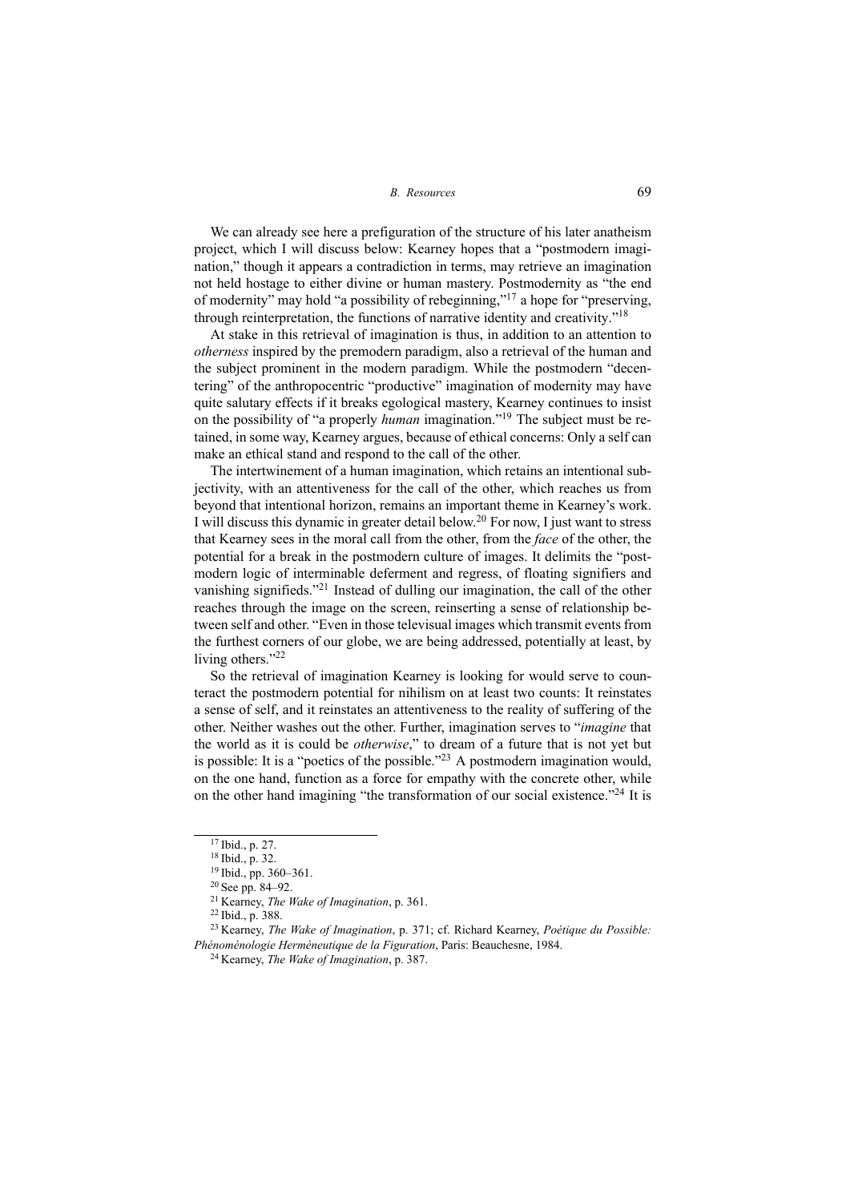We can already see here a prefiguration of the structure of his later anatheism project, which I will discuss below: Kearney hopes that a "postmodern imagination," though it appears a contradiction in terms, may retrieve an imagination not held hostage to either divine or human mastery. Postmodernity as "the end of modernity" may hold "a possibility of rebeginning,"[17] a hope for "preserving, through reinterpretation, the functions of narrative identity and creativity."[18]

At stake in this retrieval of imagination is thus, in addition to an attention to *otherness* inspired by the premodern paradigm, also a retrieval of the human and the subject prominent in the modern paradigm. While the postmodern "decentering" of the anthropocentric "productive" imagination of modernity may have quite salutary effects if it breaks egological mastery, Kearney continues to insist on the possibility of "a properly *human* imagination."[19] The subject must be retained, in some way, Kearney argues, because of ethical concerns: Only a self can make an ethical stand and respond to the call of the other.

The intertwinement of a human imagination, which retains an intentional subjectivity, with an attentiveness for the call of the other, which reaches us from beyond that intentional horizon, remains an important theme in Kearney's work. I will discuss this dynamic in greater detail below.[20] For now, I just want to stress that Kearney sees in the moral call from the other, from the *face* of the other, the potential for a break in the postmodern culture of images. It delimits the "postmodern logic of interminable deferment and regress, of floating signifiers and vanishing signifieds."[21] Instead of dulling our imagination, the call of the other reaches through the image on the screen, reinserting a sense of relationship between self and other. "Even in those televisual images which transmit events from the furthest corners of our globe, we are being addressed, potentially at least, by living others."[22]

So the retrieval of imagination Kearney is looking for would serve to counteract the postmodern potential for nihilism on at least two counts: It reinstates a sense of self, and it reinstates an attentiveness to the reality of suffering of the other. Neither washes out the other. Further, imagination serves to "*imagine* that the world as it is could be *otherwise*," to dream of a future that is not yet but is possible: It is a "poetics of the possible."[23] A postmodern imagination would, on the one hand, function as a force for empathy with the concrete other, while on the other hand imagining "the transformation of our social existence."[24] It is

---

[17] Ibid., p. 27.

[18] Ibid., p. 32.

[19] Ibid., pp. 360–361.

[20] See pp. 84–92.

[21] Kearney, *The Wake of Imagination*, p. 361.

[22] Ibid., p. 388.

[23] Kearney, *The Wake of Imagination*, p. 371; cf. Richard Kearney, *Poétique du Possible: Phénoménologie Herméneutique de la Figuration*, Paris: Beauchesne, 1984.

[24] Kearney, *The Wake of Imagination*, p. 387.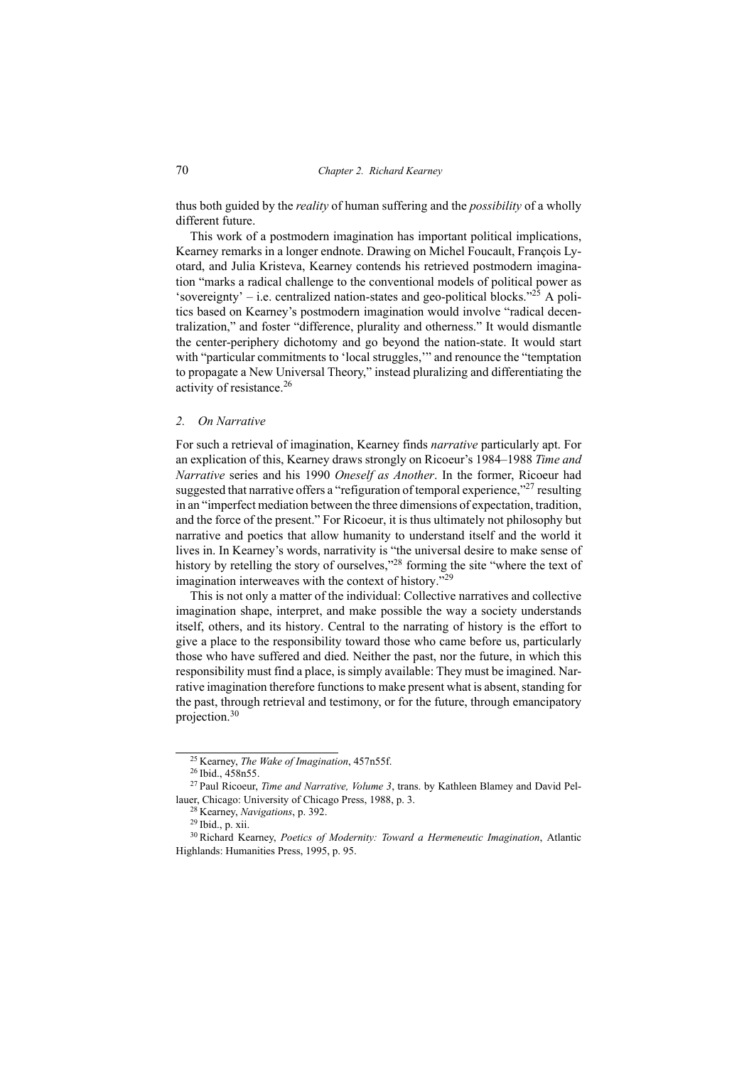thus both guided by the *reality* of human suffering and the *possibility* of a wholly different future.

This work of a postmodern imagination has important political implications, Kearney remarks in a longer endnote. Drawing on Michel Foucault, François Lyotard, and Julia Kristeva, Kearney contends his retrieved postmodern imagination "marks a radical challenge to the conventional models of political power as 'sovereignty' – i.e. centralized nation-states and geo-political blocks."[25] A politics based on Kearney's postmodern imagination would involve "radical decentralization," and foster "difference, plurality and otherness." It would dismantle the center-periphery dichotomy and go beyond the nation-state. It would start with "particular commitments to 'local struggles,'" and renounce the "temptation to propagate a New Universal Theory," instead pluralizing and differentiating the activity of resistance.[26]

### *2. On Narrative*

For such a retrieval of imagination, Kearney finds *narrative* particularly apt. For an explication of this, Kearney draws strongly on Ricoeur's 1984–1988 *Time and Narrative* series and his 1990 *Oneself as Another*. In the former, Ricoeur had suggested that narrative offers a "refiguration of temporal experience,"[27] resulting in an "imperfect mediation between the three dimensions of expectation, tradition, and the force of the present." For Ricoeur, it is thus ultimately not philosophy but narrative and poetics that allow humanity to understand itself and the world it lives in. In Kearney's words, narrativity is "the universal desire to make sense of history by retelling the story of ourselves,"[28] forming the site "where the text of imagination interweaves with the context of history."[29]

This is not only a matter of the individual: Collective narratives and collective imagination shape, interpret, and make possible the way a society understands itself, others, and its history. Central to the narrating of history is the effort to give a place to the responsibility toward those who came before us, particularly those who have suffered and died. Neither the past, nor the future, in which this responsibility must find a place, is simply available: They must be imagined. Narrative imagination therefore functions to make present what is absent, standing for the past, through retrieval and testimony, or for the future, through emancipatory projection.[30]

---

[25] Kearney, *The Wake of Imagination*, 457n55f.

[26] Ibid., 458n55.

[27] Paul Ricoeur, *Time and Narrative, Volume 3*, trans. by Kathleen Blamey and David Pellauer, Chicago: University of Chicago Press, 1988, p. 3.

[28] Kearney, *Navigations*, p. 392.

[29] Ibid., p. xii.

[30] Richard Kearney, *Poetics of Modernity: Toward a Hermeneutic Imagination*, Atlantic Highlands: Humanities Press, 1995, p. 95.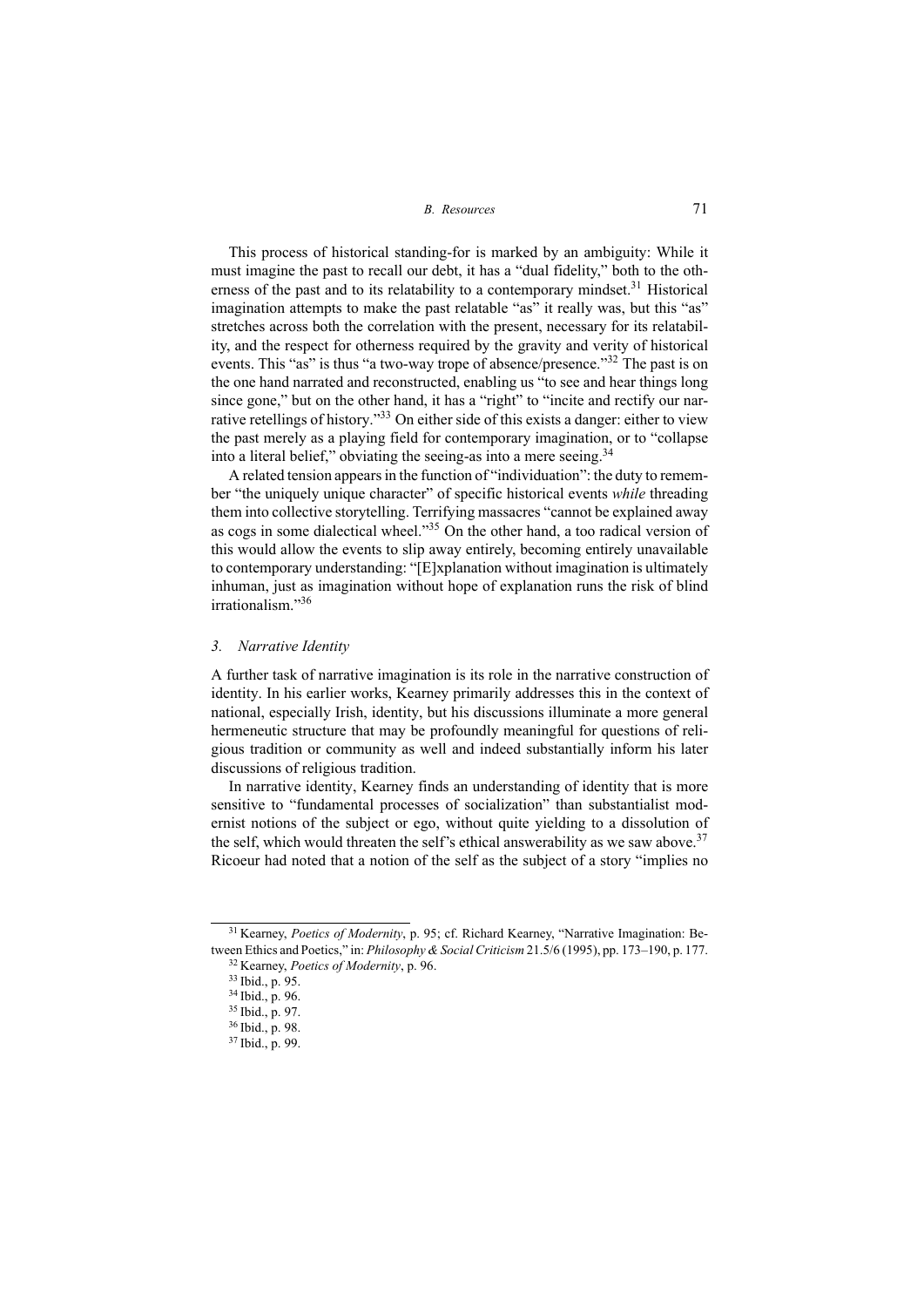This process of historical standing-for is marked by an ambiguity: While it must imagine the past to recall our debt, it has a "dual fidelity," both to the otherness of the past and to its relatability to a contemporary mindset.[31] Historical imagination attempts to make the past relatable "as" it really was, but this "as" stretches across both the correlation with the present, necessary for its relatability, and the respect for otherness required by the gravity and verity of historical events. This "as" is thus "a two-way trope of absence/presence."[32] The past is on the one hand narrated and reconstructed, enabling us "to see and hear things long since gone," but on the other hand, it has a "right" to "incite and rectify our narrative retellings of history."[33] On either side of this exists a danger: either to view the past merely as a playing field for contemporary imagination, or to "collapse into a literal belief," obviating the seeing-as into a mere seeing.[34]

A related tension appears in the function of "individuation": the duty to remember "the uniquely unique character" of specific historical events *while* threading them into collective storytelling. Terrifying massacres "cannot be explained away as cogs in some dialectical wheel."[35] On the other hand, a too radical version of this would allow the events to slip away entirely, becoming entirely unavailable to contemporary understanding: "[E]xplanation without imagination is ultimately inhuman, just as imagination without hope of explanation runs the risk of blind irrationalism."[36]

### 3. Narrative Identity

A further task of narrative imagination is its role in the narrative construction of identity. In his earlier works, Kearney primarily addresses this in the context of national, especially Irish, identity, but his discussions illuminate a more general hermeneutic structure that may be profoundly meaningful for questions of religious tradition or community as well and indeed substantially inform his later discussions of religious tradition.

In narrative identity, Kearney finds an understanding of identity that is more sensitive to "fundamental processes of socialization" than substantialist modernist notions of the subject or ego, without quite yielding to a dissolution of the self, which would threaten the self's ethical answerability as we saw above.[37] Ricoeur had noted that a notion of the self as the subject of a story "implies no

---

[31] Kearney, *Poetics of Modernity*, p. 95; cf. Richard Kearney, "Narrative Imagination: Between Ethics and Poetics," in: *Philosophy & Social Criticism* 21.5/6 (1995), pp. 173–190, p. 177.

[32] Kearney, *Poetics of Modernity*, p. 96.

[33] Ibid., p. 95.

[34] Ibid., p. 96.

[35] Ibid., p. 97.

[36] Ibid., p. 98.

[37] Ibid., p. 99.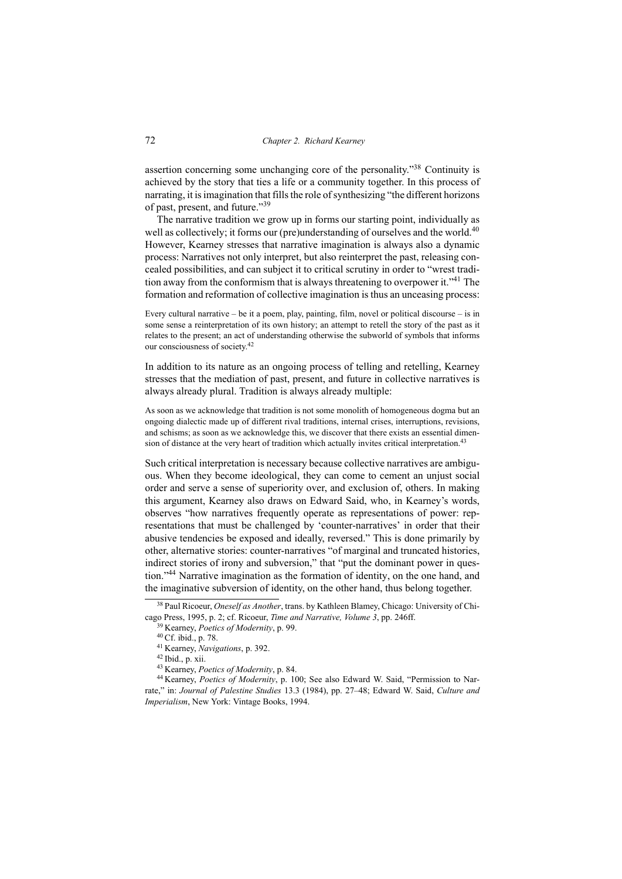assertion concerning some unchanging core of the personality."[38] Continuity is achieved by the story that ties a life or a community together. In this process of narrating, it is imagination that fills the role of synthesizing "the different horizons of past, present, and future."[39]

The narrative tradition we grow up in forms our starting point, individually as well as collectively; it forms our (pre)understanding of ourselves and the world.[40] However, Kearney stresses that narrative imagination is always also a dynamic process: Narratives not only interpret, but also reinterpret the past, releasing concealed possibilities, and can subject it to critical scrutiny in order to "wrest tradition away from the conformism that is always threatening to overpower it."[41] The formation and reformation of collective imagination is thus an unceasing process:

> Every cultural narrative – be it a poem, play, painting, film, novel or political discourse – is in some sense a reinterpretation of its own history; an attempt to retell the story of the past as it relates to the present; an act of understanding otherwise the subworld of symbols that informs our consciousness of society.[42]

In addition to its nature as an ongoing process of telling and retelling, Kearney stresses that the mediation of past, present, and future in collective narratives is always already plural. Tradition is always already multiple:

> As soon as we acknowledge that tradition is not some monolith of homogeneous dogma but an ongoing dialectic made up of different rival traditions, internal crises, interruptions, revisions, and schisms; as soon as we acknowledge this, we discover that there exists an essential dimension of distance at the very heart of tradition which actually invites critical interpretation.[43]

Such critical interpretation is necessary because collective narratives are ambiguous. When they become ideological, they can come to cement an unjust social order and serve a sense of superiority over, and exclusion of, others. In making this argument, Kearney also draws on Edward Said, who, in Kearney's words, observes "how narratives frequently operate as representations of power: representations that must be challenged by 'counter-narratives' in order that their abusive tendencies be exposed and ideally, reversed." This is done primarily by other, alternative stories: counter-narratives "of marginal and truncated histories, indirect stories of irony and subversion," that "put the dominant power in question."[44] Narrative imagination as the formation of identity, on the one hand, and the imaginative subversion of identity, on the other hand, thus belong together.

---

[38] Paul Ricoeur, *Oneself as Another*, trans. by Kathleen Blamey, Chicago: University of Chicago Press, 1995, p. 2; cf. Ricoeur, *Time and Narrative, Volume 3*, pp. 246ff.

[39] Kearney, *Poetics of Modernity*, p. 99.

[40] Cf. ibid., p. 78.

[41] Kearney, *Navigations*, p. 392.

[42] Ibid., p. xii.

[43] Kearney, *Poetics of Modernity*, p. 84.

[44] Kearney, *Poetics of Modernity*, p. 100; See also Edward W. Said, "Permission to Narrate," in: *Journal of Palestine Studies* 13.3 (1984), pp. 27–48; Edward W. Said, *Culture and Imperialism*, New York: Vintage Books, 1994.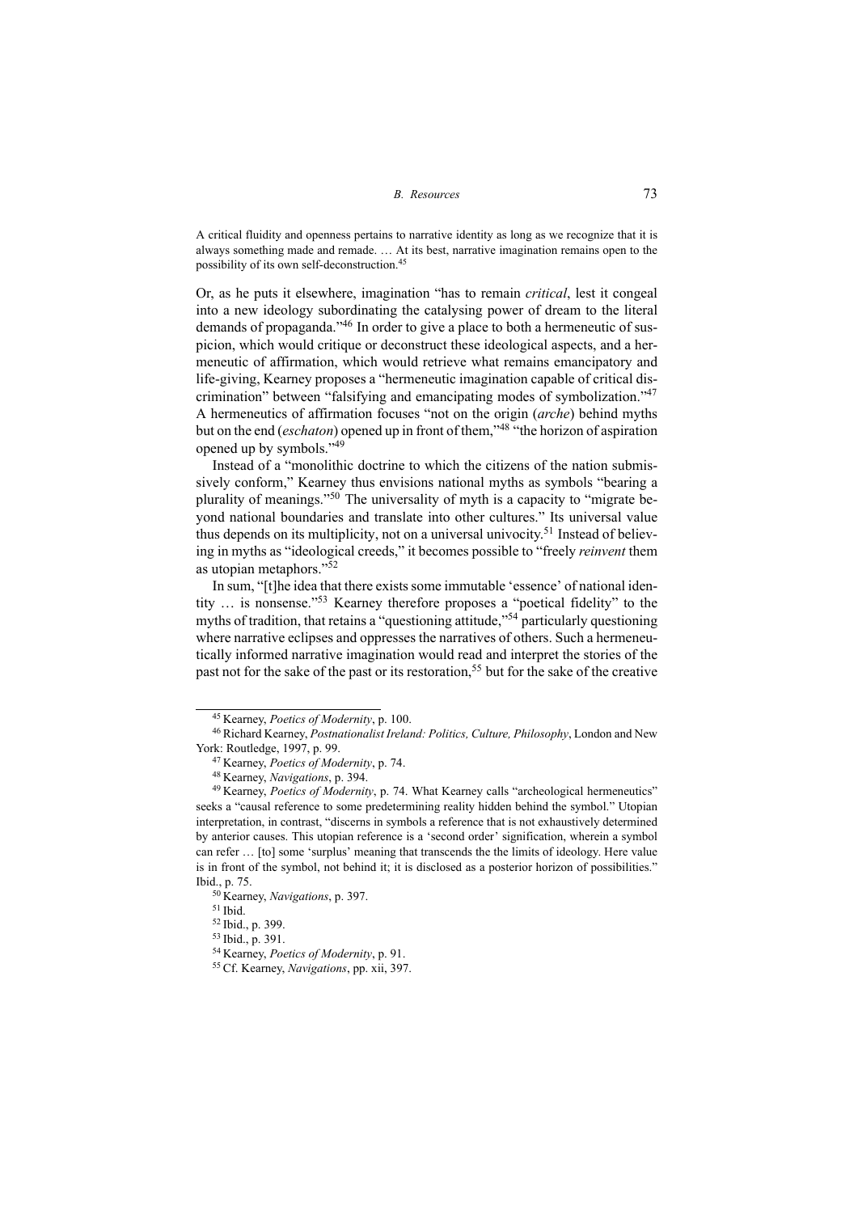> A critical fluidity and openness pertains to narrative identity as long as we recognize that it is always something made and remade. … At its best, narrative imagination remains open to the possibility of its own self-deconstruction.[45]

Or, as he puts it elsewhere, imagination "has to remain *critical*, lest it congeal into a new ideology subordinating the catalysing power of dream to the literal demands of propaganda."[46] In order to give a place to both a hermeneutic of suspicion, which would critique or deconstruct these ideological aspects, and a hermeneutic of affirmation, which would retrieve what remains emancipatory and life-giving, Kearney proposes a "hermeneutic imagination capable of critical discrimination" between "falsifying and emancipating modes of symbolization."[47] A hermeneutics of affirmation focuses "not on the origin (*arche*) behind myths but on the end (*eschaton*) opened up in front of them,"[48] "the horizon of aspiration opened up by symbols."[49]

Instead of a "monolithic doctrine to which the citizens of the nation submissively conform," Kearney thus envisions national myths as symbols "bearing a plurality of meanings."[50] The universality of myth is a capacity to "migrate beyond national boundaries and translate into other cultures." Its universal value thus depends on its multiplicity, not on a universal univocity.[51] Instead of believing in myths as "ideological creeds," it becomes possible to "freely *reinvent* them as utopian metaphors."[52]

In sum, "[t]he idea that there exists some immutable 'essence' of national identity … is nonsense."[53] Kearney therefore proposes a "poetical fidelity" to the myths of tradition, that retains a "questioning attitude,"[54] particularly questioning where narrative eclipses and oppresses the narratives of others. Such a hermeneutically informed narrative imagination would read and interpret the stories of the past not for the sake of the past or its restoration,[55] but for the sake of the creative

---

[45] Kearney, *Poetics of Modernity*, p. 100.

[46] Richard Kearney, *Postnationalist Ireland: Politics, Culture, Philosophy*, London and New York: Routledge, 1997, p. 99.

[47] Kearney, *Poetics of Modernity*, p. 74.

[48] Kearney, *Navigations*, p. 394.

[49] Kearney, *Poetics of Modernity*, p. 74. What Kearney calls "archeological hermeneutics" seeks a "causal reference to some predetermining reality hidden behind the symbol." Utopian interpretation, in contrast, "discerns in symbols a reference that is not exhaustively determined by anterior causes. This utopian reference is a 'second order' signification, wherein a symbol can refer … [to] some 'surplus' meaning that transcends the the limits of ideology. Here value is in front of the symbol, not behind it; it is disclosed as a posterior horizon of possibilities." Ibid., p. 75.

[50] Kearney, *Navigations*, p. 397.

[51] Ibid.

[52] Ibid., p. 399.

[53] Ibid., p. 391.

[54] Kearney, *Poetics of Modernity*, p. 91.

[55] Cf. Kearney, *Navigations*, pp. xii, 397.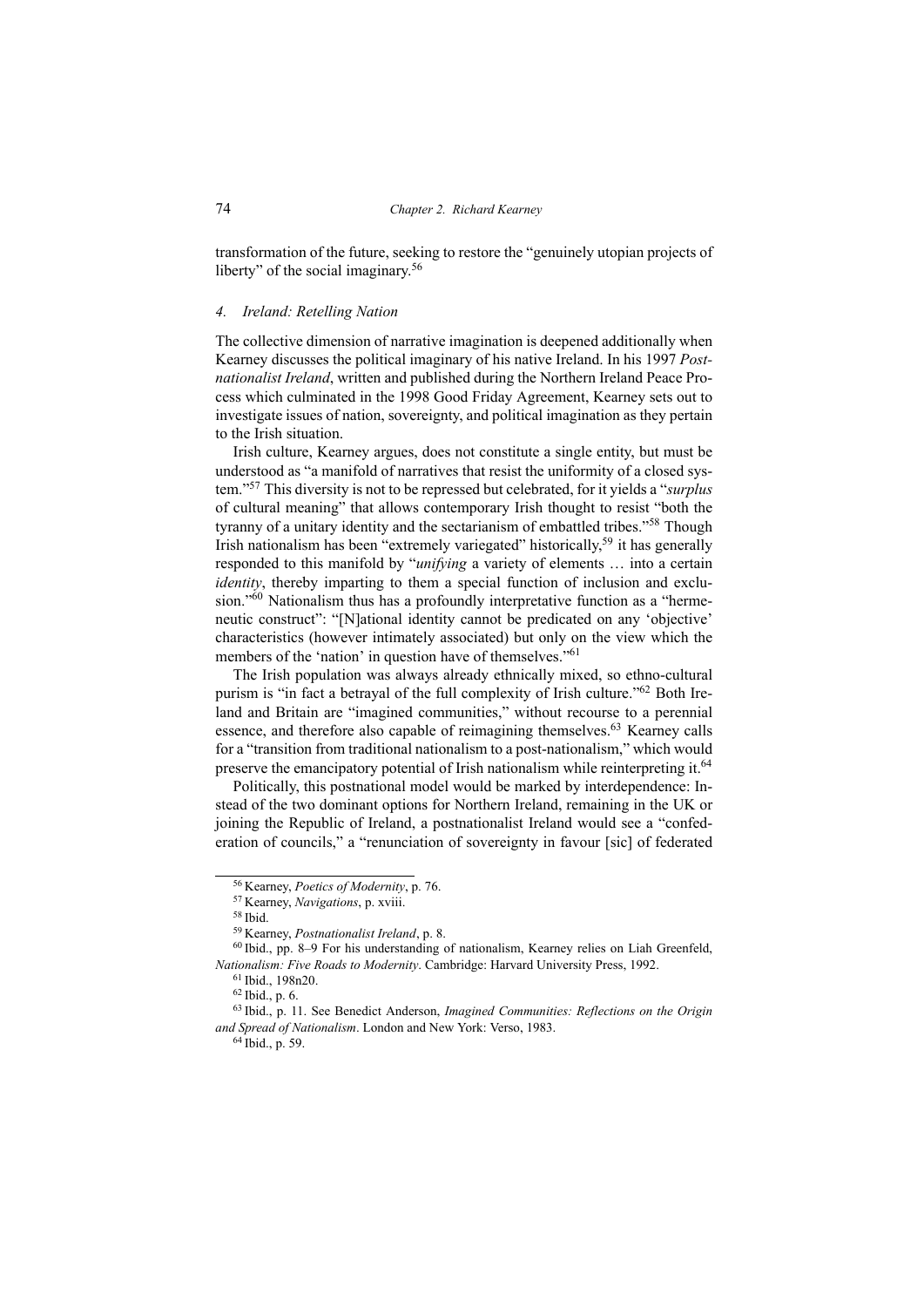transformation of the future, seeking to restore the "genuinely utopian projects of liberty" of the social imaginary.[56]

### *4. Ireland: Retelling Nation*

The collective dimension of narrative imagination is deepened additionally when Kearney discusses the political imaginary of his native Ireland. In his 1997 *Postnationalist Ireland*, written and published during the Northern Ireland Peace Process which culminated in the 1998 Good Friday Agreement, Kearney sets out to investigate issues of nation, sovereignty, and political imagination as they pertain to the Irish situation.

Irish culture, Kearney argues, does not constitute a single entity, but must be understood as "a manifold of narratives that resist the uniformity of a closed system."[57] This diversity is not to be repressed but celebrated, for it yields a "*surplus* of cultural meaning" that allows contemporary Irish thought to resist "both the tyranny of a unitary identity and the sectarianism of embattled tribes."[58] Though Irish nationalism has been "extremely variegated" historically,[59] it has generally responded to this manifold by "*unifying* a variety of elements … into a certain *identity*, thereby imparting to them a special function of inclusion and exclusion."[60] Nationalism thus has a profoundly interpretative function as a "hermeneutic construct": "[N]ational identity cannot be predicated on any 'objective' characteristics (however intimately associated) but only on the view which the members of the 'nation' in question have of themselves."[61]

The Irish population was always already ethnically mixed, so ethno-cultural purism is "in fact a betrayal of the full complexity of Irish culture."[62] Both Ireland and Britain are "imagined communities," without recourse to a perennial essence, and therefore also capable of reimagining themselves.[63] Kearney calls for a "transition from traditional nationalism to a post-nationalism," which would preserve the emancipatory potential of Irish nationalism while reinterpreting it.[64]

Politically, this postnational model would be marked by interdependence: Instead of the two dominant options for Northern Ireland, remaining in the UK or joining the Republic of Ireland, a postnationalist Ireland would see a "confederation of councils," a "renunciation of sovereignty in favour [sic] of federated

---

[56] Kearney, *Poetics of Modernity*, p. 76.

[57] Kearney, *Navigations*, p. xviii.

[58] Ibid.

[59] Kearney, *Postnationalist Ireland*, p. 8.

[60] Ibid., pp. 8–9 For his understanding of nationalism, Kearney relies on Liah Greenfeld, *Nationalism: Five Roads to Modernity*. Cambridge: Harvard University Press, 1992.

[61] Ibid., 198n20.

[62] Ibid., p. 6.

[63] Ibid., p. 11. See Benedict Anderson, *Imagined Communities: Reflections on the Origin and Spread of Nationalism*. London and New York: Verso, 1983.

[64] Ibid., p. 59.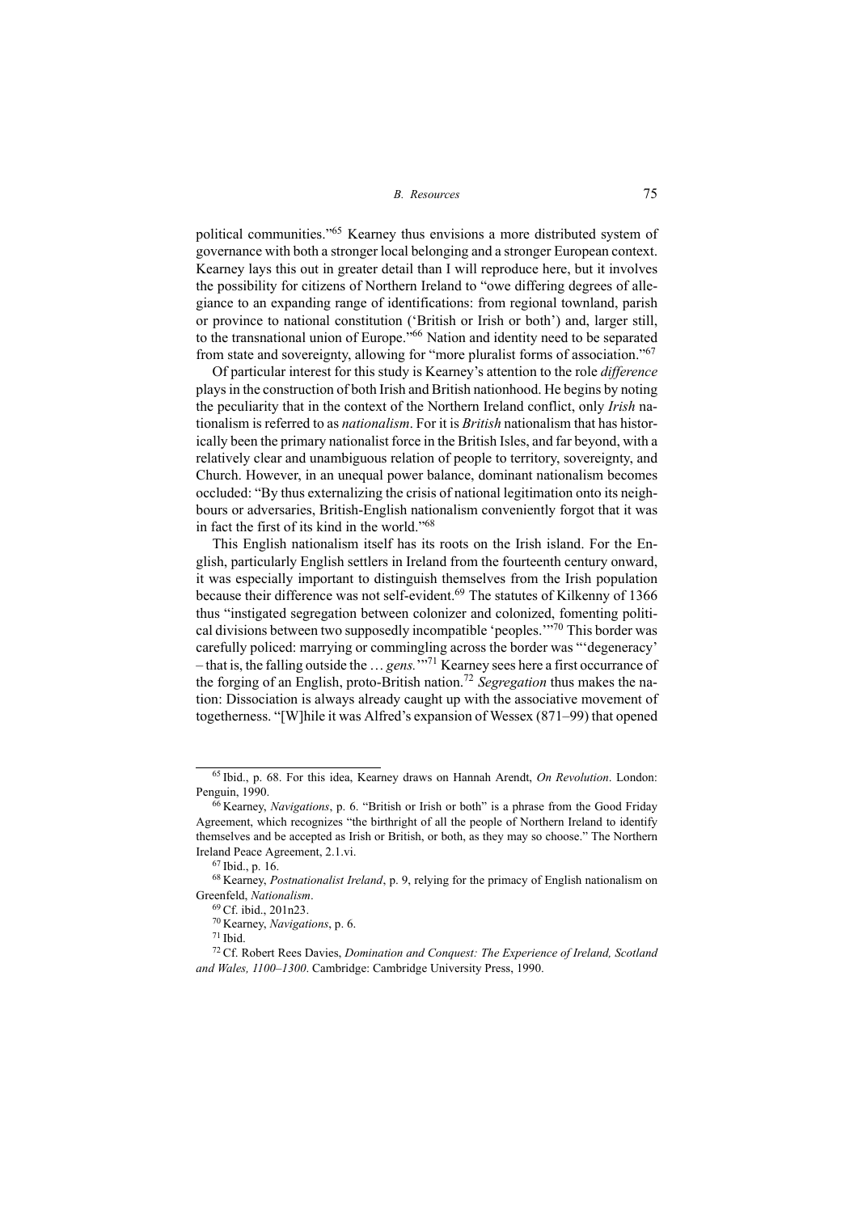political communities."[65] Kearney thus envisions a more distributed system of governance with both a stronger local belonging and a stronger European context. Kearney lays this out in greater detail than I will reproduce here, but it involves the possibility for citizens of Northern Ireland to "owe differing degrees of allegiance to an expanding range of identifications: from regional townland, parish or province to national constitution ('British or Irish or both') and, larger still, to the transnational union of Europe."[66] Nation and identity need to be separated from state and sovereignty, allowing for "more pluralist forms of association."[67]

Of particular interest for this study is Kearney's attention to the role *difference* plays in the construction of both Irish and British nationhood. He begins by noting the peculiarity that in the context of the Northern Ireland conflict, only *Irish* nationalism is referred to as *nationalism*. For it is *British* nationalism that has historically been the primary nationalist force in the British Isles, and far beyond, with a relatively clear and unambiguous relation of people to territory, sovereignty, and Church. However, in an unequal power balance, dominant nationalism becomes occluded: "By thus externalizing the crisis of national legitimation onto its neighbours or adversaries, British-English nationalism conveniently forgot that it was in fact the first of its kind in the world."[68]

This English nationalism itself has its roots on the Irish island. For the English, particularly English settlers in Ireland from the fourteenth century onward, it was especially important to distinguish themselves from the Irish population because their difference was not self-evident.[69] The statutes of Kilkenny of 1366 thus "instigated segregation between colonizer and colonized, fomenting political divisions between two supposedly incompatible 'peoples.'"[70] This border was carefully policed: marrying or commingling across the border was "'degeneracy' – that is, the falling outside the … *gens.*'"[71] Kearney sees here a first occurrance of the forging of an English, proto-British nation.[72] *Segregation* thus makes the nation: Dissociation is always already caught up with the associative movement of togetherness. "[W]hile it was Alfred's expansion of Wessex (871–99) that opened

---

[65] Ibid., p. 68. For this idea, Kearney draws on Hannah Arendt, *On Revolution*. London: Penguin, 1990.

[66] Kearney, *Navigations*, p. 6. "British or Irish or both" is a phrase from the Good Friday Agreement, which recognizes "the birthright of all the people of Northern Ireland to identify themselves and be accepted as Irish or British, or both, as they may so choose." The Northern Ireland Peace Agreement, 2.1.vi.

[67] Ibid., p. 16.

[68] Kearney, *Postnationalist Ireland*, p. 9, relying for the primacy of English nationalism on Greenfeld, *Nationalism*.

[69] Cf. ibid., 201n23.

[70] Kearney, *Navigations*, p. 6.

[71] Ibid.

[72] Cf. Robert Rees Davies, *Domination and Conquest: The Experience of Ireland, Scotland and Wales, 1100–1300*. Cambridge: Cambridge University Press, 1990.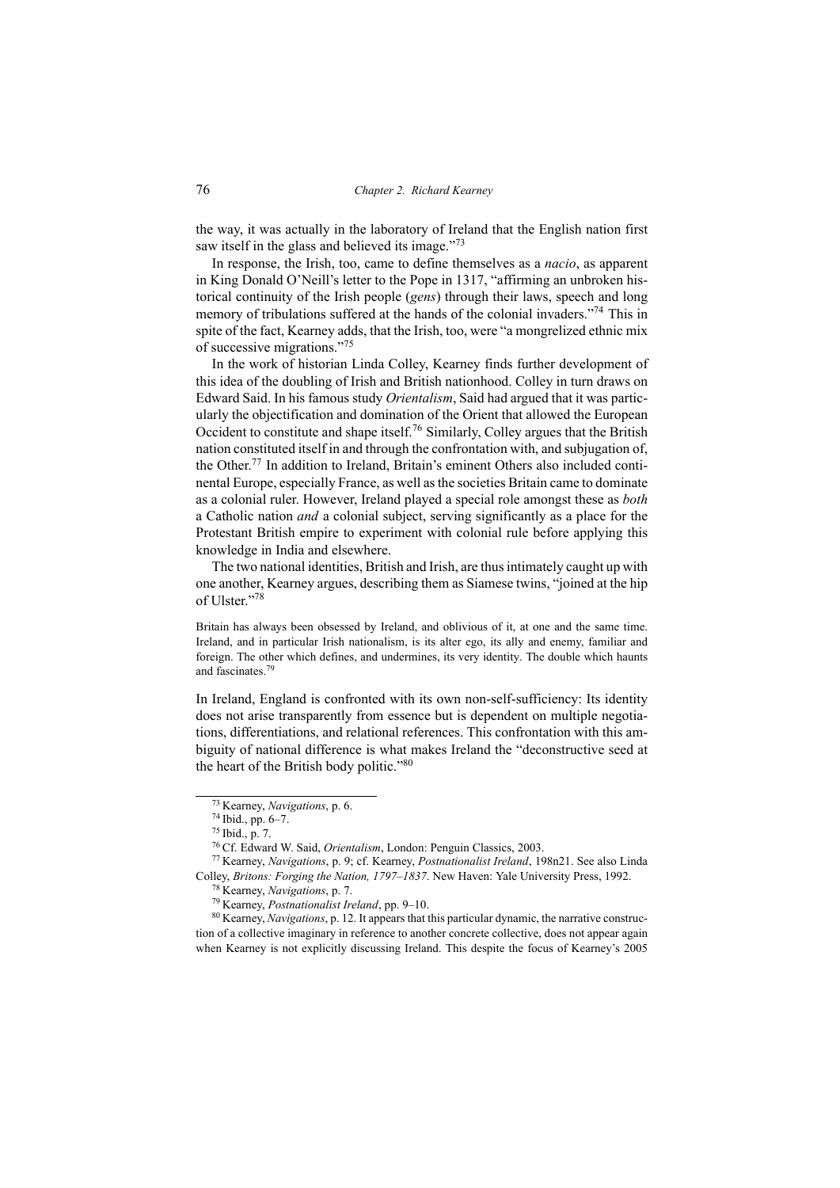the way, it was actually in the laboratory of Ireland that the English nation first saw itself in the glass and believed its image."[73]

In response, the Irish, too, came to define themselves as a *nacio*, as apparent in King Donald O'Neill's letter to the Pope in 1317, "affirming an unbroken historical continuity of the Irish people (*gens*) through their laws, speech and long memory of tribulations suffered at the hands of the colonial invaders."[74] This in spite of the fact, Kearney adds, that the Irish, too, were "a mongrelized ethnic mix of successive migrations."[75]

In the work of historian Linda Colley, Kearney finds further development of this idea of the doubling of Irish and British nationhood. Colley in turn draws on Edward Said. In his famous study *Orientalism*, Said had argued that it was particularly the objectification and domination of the Orient that allowed the European Occident to constitute and shape itself.[76] Similarly, Colley argues that the British nation constituted itself in and through the confrontation with, and subjugation of, the Other.[77] In addition to Ireland, Britain's eminent Others also included continental Europe, especially France, as well as the societies Britain came to dominate as a colonial ruler. However, Ireland played a special role amongst these as *both* a Catholic nation *and* a colonial subject, serving significantly as a place for the Protestant British empire to experiment with colonial rule before applying this knowledge in India and elsewhere.

The two national identities, British and Irish, are thus intimately caught up with one another, Kearney argues, describing them as Siamese twins, "joined at the hip of Ulster."[78]

> Britain has always been obsessed by Ireland, and oblivious of it, at one and the same time. Ireland, and in particular Irish nationalism, is its alter ego, its ally and enemy, familiar and foreign. The other which defines, and undermines, its very identity. The double which haunts and fascinates.[79]

In Ireland, England is confronted with its own non-self-sufficiency: Its identity does not arise transparently from essence but is dependent on multiple negotiations, differentiations, and relational references. This confrontation with this ambiguity of national difference is what makes Ireland the "deconstructive seed at the heart of the British body politic."[80]

---

[73] Kearney, *Navigations*, p. 6.

[74] Ibid., pp. 6–7.

[75] Ibid., p. 7.

[76] Cf. Edward W. Said, *Orientalism*, London: Penguin Classics, 2003.

[77] Kearney, *Navigations*, p. 9; cf. Kearney, *Postnationalist Ireland*, 198n21. See also Linda Colley, *Britons: Forging the Nation, 1797–1837*. New Haven: Yale University Press, 1992.

[78] Kearney, *Navigations*, p. 7.

[79] Kearney, *Postnationalist Ireland*, pp. 9–10.

[80] Kearney, *Navigations*, p. 12. It appears that this particular dynamic, the narrative construction of a collective imaginary in reference to another concrete collective, does not appear again when Kearney is not explicitly discussing Ireland. This despite the focus of Kearney's 2005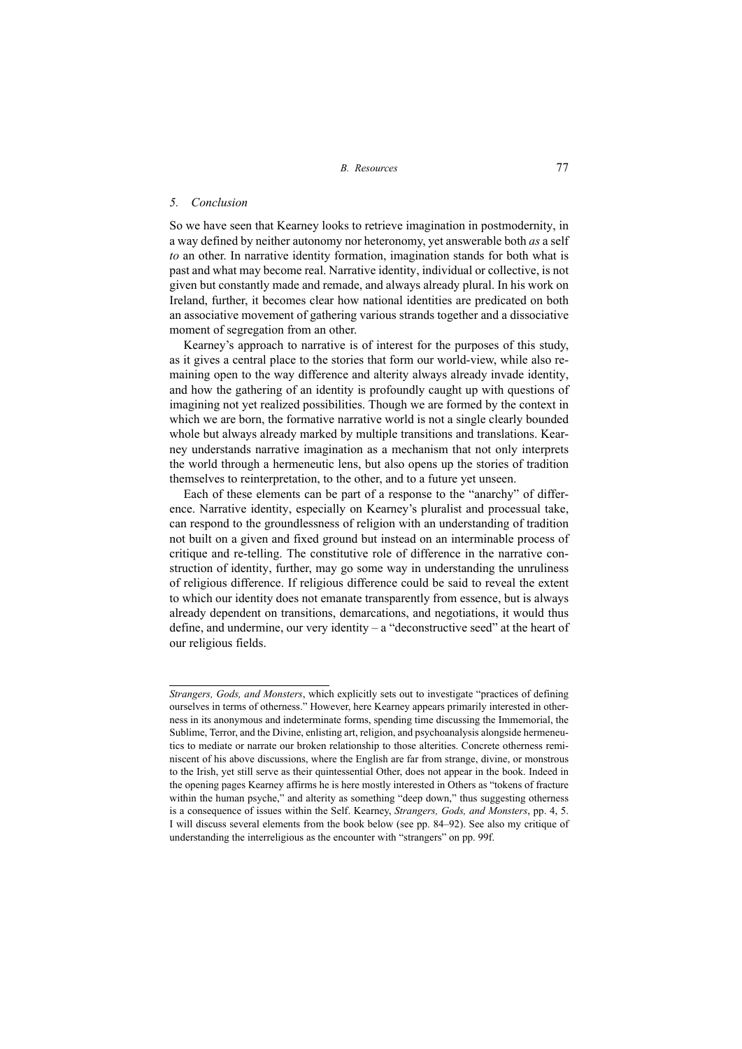### 5. Conclusion

So we have seen that Kearney looks to retrieve imagination in postmodernity, in a way defined by neither autonomy nor heteronomy, yet answerable both *as* a self *to* an other. In narrative identity formation, imagination stands for both what is past and what may become real. Narrative identity, individual or collective, is not given but constantly made and remade, and always already plural. In his work on Ireland, further, it becomes clear how national identities are predicated on both an associative movement of gathering various strands together and a dissociative moment of segregation from an other.

Kearney's approach to narrative is of interest for the purposes of this study, as it gives a central place to the stories that form our world-view, while also remaining open to the way difference and alterity always already invade identity, and how the gathering of an identity is profoundly caught up with questions of imagining not yet realized possibilities. Though we are formed by the context in which we are born, the formative narrative world is not a single clearly bounded whole but always already marked by multiple transitions and translations. Kearney understands narrative imagination as a mechanism that not only interprets the world through a hermeneutic lens, but also opens up the stories of tradition themselves to reinterpretation, to the other, and to a future yet unseen.

Each of these elements can be part of a response to the "anarchy" of difference. Narrative identity, especially on Kearney's pluralist and processual take, can respond to the groundlessness of religion with an understanding of tradition not built on a given and fixed ground but instead on an interminable process of critique and re-telling. The constitutive role of difference in the narrative construction of identity, further, may go some way in understanding the unruliness of religious difference. If religious difference could be said to reveal the extent to which our identity does not emanate transparently from essence, but is always already dependent on transitions, demarcations, and negotiations, it would thus define, and undermine, our very identity – a "deconstructive seed" at the heart of our religious fields.

---

*Strangers, Gods, and Monsters*, which explicitly sets out to investigate "practices of defining ourselves in terms of otherness." However, here Kearney appears primarily interested in otherness in its anonymous and indeterminate forms, spending time discussing the Immemorial, the Sublime, Terror, and the Divine, enlisting art, religion, and psychoanalysis alongside hermeneutics to mediate or narrate our broken relationship to those alterities. Concrete otherness reminiscent of his above discussions, where the English are far from strange, divine, or monstrous to the Irish, yet still serve as their quintessential Other, does not appear in the book. Indeed in the opening pages Kearney affirms he is here mostly interested in Others as "tokens of fracture within the human psyche," and alterity as something "deep down," thus suggesting otherness is a consequence of issues within the Self. Kearney, *Strangers, Gods, and Monsters*, pp. 4, 5. I will discuss several elements from the book below (see pp. 84–92). See also my critique of understanding the interreligious as the encounter with "strangers" on pp. 99f.